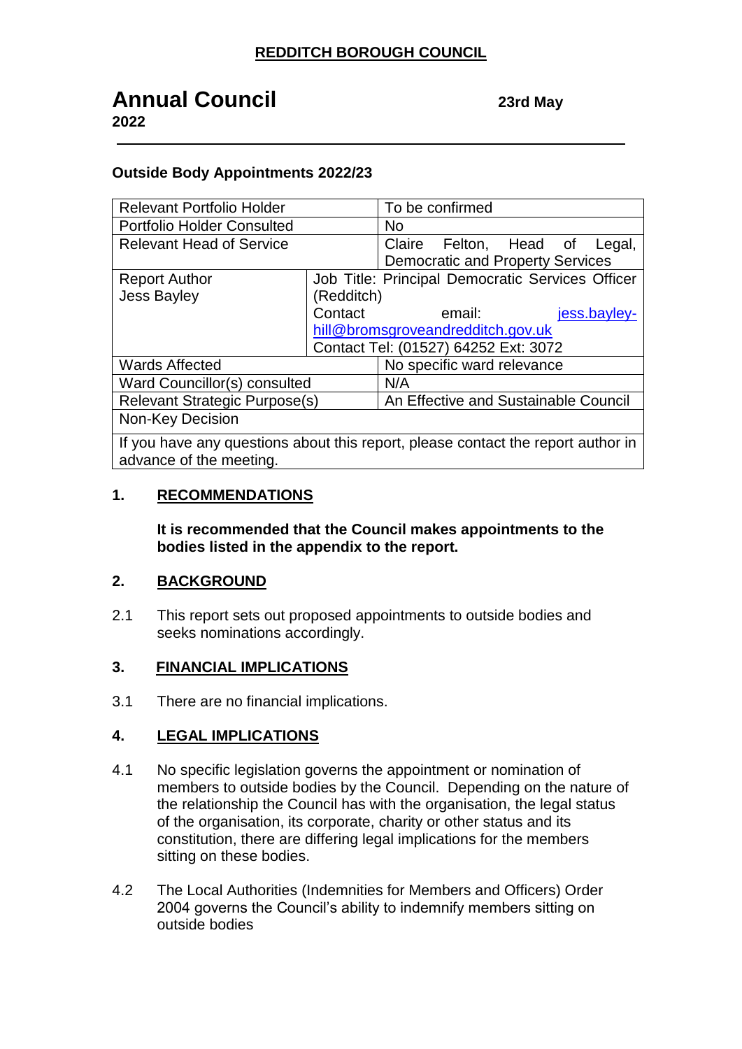**REDDITCH BOROUGH COUNCIL**

# Annual Council

**23rd May 2022**

---

**Outside Body Appointments 2022/23**

| Relevant Portfolio Holder | | To be confirmed |
|---|---|---|
| Portfolio Holder Consulted | | No |
| Relevant Head of Service | | Claire Felton, Head of Legal, Democratic and Property Services |
| Report Author<br>Jess Bayley | Job Title: Principal Democratic Services Officer (Redditch)<br>Contact email: jess.bayley-hill@bromsgroveandredditch.gov.uk<br>Contact Tel: (01527) 64252 Ext: 3072 | |
| Wards Affected | | No specific ward relevance |
| Ward Councillor(s) consulted | | N/A |
| Relevant Strategic Purpose(s) | | An Effective and Sustainable Council |
| Non-Key Decision | | |
| If you have any questions about this report, please contact the report author in advance of the meeting. | | |

## 1. RECOMMENDATIONS

**It is recommended that the Council makes appointments to the bodies listed in the appendix to the report.**

## 2. BACKGROUND

2.1 This report sets out proposed appointments to outside bodies and seeks nominations accordingly.

## 3. FINANCIAL IMPLICATIONS

3.1 There are no financial implications.

## 4. LEGAL IMPLICATIONS

4.1 No specific legislation governs the appointment or nomination of members to outside bodies by the Council. Depending on the nature of the relationship the Council has with the organisation, the legal status of the organisation, its corporate, charity or other status and its constitution, there are differing legal implications for the members sitting on these bodies.

4.2 The Local Authorities (Indemnities for Members and Officers) Order 2004 governs the Council's ability to indemnify members sitting on outside bodies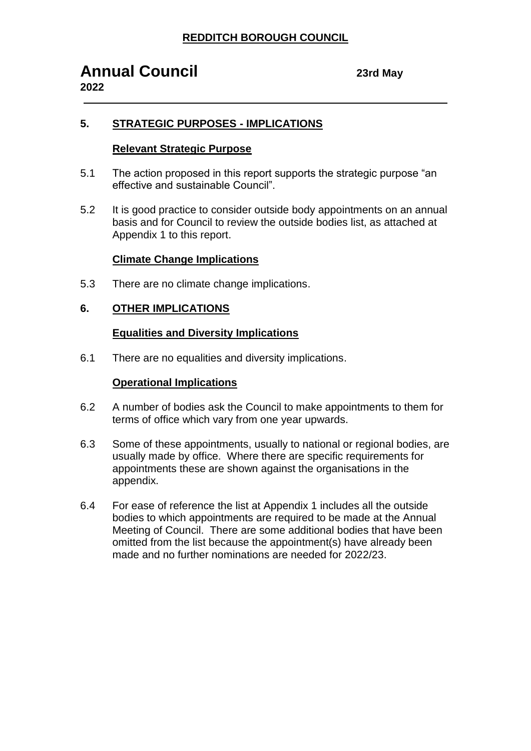## 5. STRATEGIC PURPOSES - IMPLICATIONS

### Relevant Strategic Purpose

5.1 The action proposed in this report supports the strategic purpose "an effective and sustainable Council".

5.2 It is good practice to consider outside body appointments on an annual basis and for Council to review the outside bodies list, as attached at Appendix 1 to this report.

### Climate Change Implications

5.3 There are no climate change implications.

## 6. OTHER IMPLICATIONS

### Equalities and Diversity Implications

6.1 There are no equalities and diversity implications.

### Operational Implications

6.2 A number of bodies ask the Council to make appointments to them for terms of office which vary from one year upwards.

6.3 Some of these appointments, usually to national or regional bodies, are usually made by office. Where there are specific requirements for appointments these are shown against the organisations in the appendix.

6.4 For ease of reference the list at Appendix 1 includes all the outside bodies to which appointments are required to be made at the Annual Meeting of Council. There are some additional bodies that have been omitted from the list because the appointment(s) have already been made and no further nominations are needed for 2022/23.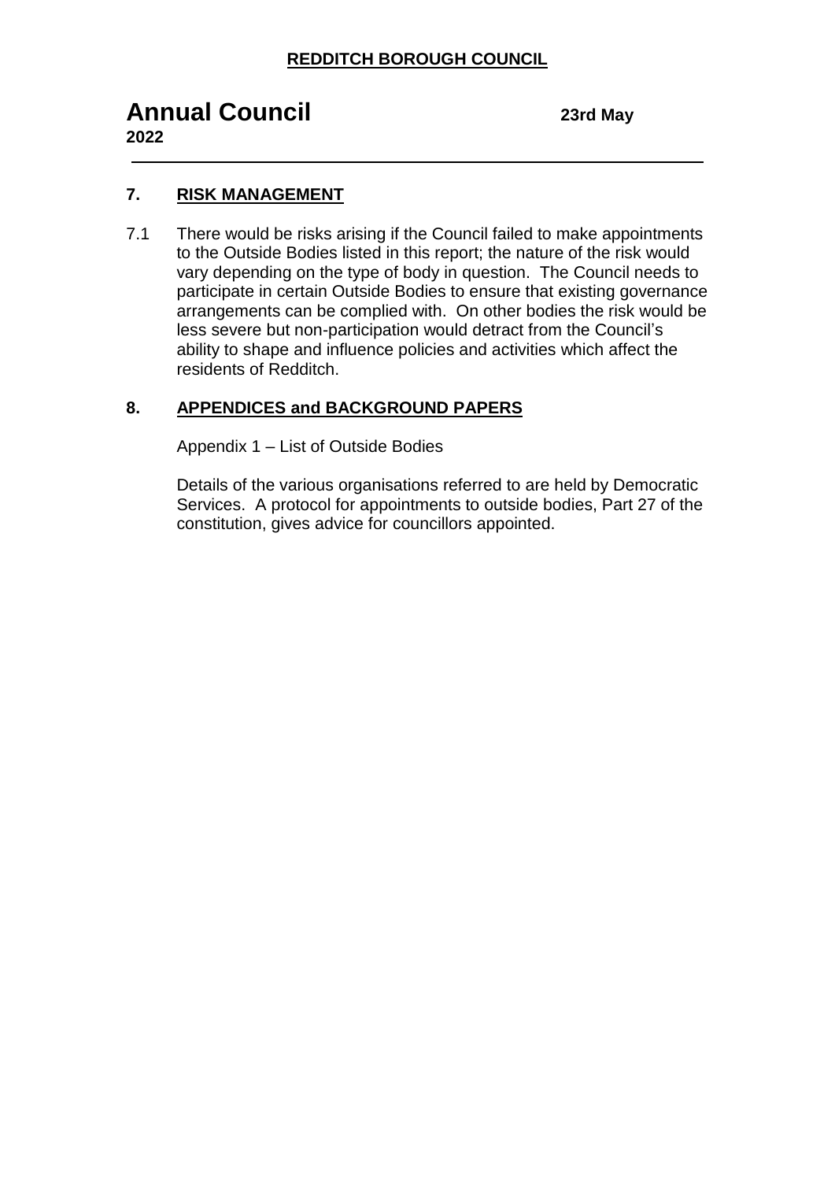## 7. RISK MANAGEMENT

7.1 There would be risks arising if the Council failed to make appointments to the Outside Bodies listed in this report; the nature of the risk would vary depending on the type of body in question. The Council needs to participate in certain Outside Bodies to ensure that existing governance arrangements can be complied with. On other bodies the risk would be less severe but non-participation would detract from the Council's ability to shape and influence policies and activities which affect the residents of Redditch.

## 8. APPENDICES and BACKGROUND PAPERS

Appendix 1 – List of Outside Bodies

Details of the various organisations referred to are held by Democratic Services. A protocol for appointments to outside bodies, Part 27 of the constitution, gives advice for councillors appointed.